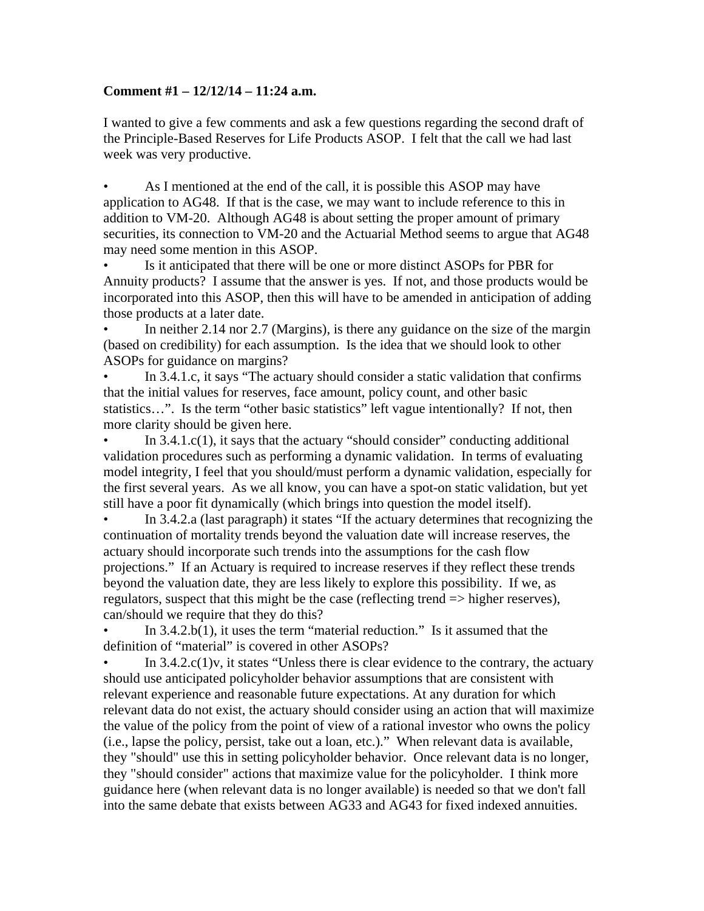**Comment #1 – 12/12/14 – 11:24 a.m.**

I wanted to give a few comments and ask a few questions regarding the second draft of the Principle-Based Reserves for Life Products ASOP. I felt that the call we had last week was very productive.

- As I mentioned at the end of the call, it is possible this ASOP may have application to AG48. If that is the case, we may want to include reference to this in addition to VM-20. Although AG48 is about setting the proper amount of primary securities, its connection to VM-20 and the Actuarial Method seems to argue that AG48 may need some mention in this ASOP.
- Is it anticipated that there will be one or more distinct ASOPs for PBR for Annuity products? I assume that the answer is yes. If not, and those products would be incorporated into this ASOP, then this will have to be amended in anticipation of adding those products at a later date.
- In neither 2.14 nor 2.7 (Margins), is there any guidance on the size of the margin (based on credibility) for each assumption. Is the idea that we should look to other ASOPs for guidance on margins?
- In 3.4.1.c, it says "The actuary should consider a static validation that confirms that the initial values for reserves, face amount, policy count, and other basic statistics…". Is the term "other basic statistics" left vague intentionally? If not, then more clarity should be given here.
- In 3.4.1.c(1), it says that the actuary "should consider" conducting additional validation procedures such as performing a dynamic validation. In terms of evaluating model integrity, I feel that you should/must perform a dynamic validation, especially for the first several years. As we all know, you can have a spot-on static validation, but yet still have a poor fit dynamically (which brings into question the model itself).
- In 3.4.2.a (last paragraph) it states "If the actuary determines that recognizing the continuation of mortality trends beyond the valuation date will increase reserves, the actuary should incorporate such trends into the assumptions for the cash flow projections." If an Actuary is required to increase reserves if they reflect these trends beyond the valuation date, they are less likely to explore this possibility. If we, as regulators, suspect that this might be the case (reflecting trend => higher reserves), can/should we require that they do this?
- In 3.4.2.b(1), it uses the term "material reduction." Is it assumed that the definition of "material" is covered in other ASOPs?
- In 3.4.2.c(1)v, it states "Unless there is clear evidence to the contrary, the actuary should use anticipated policyholder behavior assumptions that are consistent with relevant experience and reasonable future expectations. At any duration for which relevant data do not exist, the actuary should consider using an action that will maximize the value of the policy from the point of view of a rational investor who owns the policy (i.e., lapse the policy, persist, take out a loan, etc.)." When relevant data is available, they "should" use this in setting policyholder behavior. Once relevant data is no longer, they "should consider" actions that maximize value for the policyholder. I think more guidance here (when relevant data is no longer available) is needed so that we don't fall into the same debate that exists between AG33 and AG43 for fixed indexed annuities.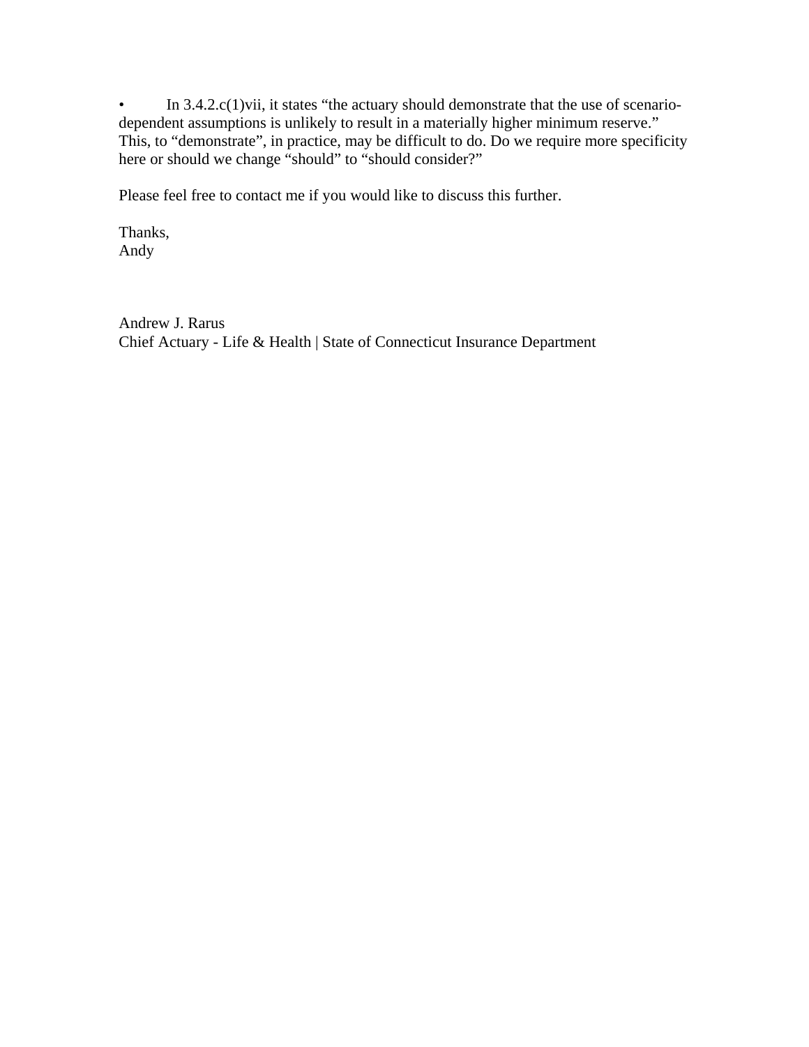- In 3.4.2.c(1)vii, it states "the actuary should demonstrate that the use of scenario-dependent assumptions is unlikely to result in a materially higher minimum reserve." This, to "demonstrate", in practice, may be difficult to do. Do we require more specificity here or should we change "should" to "should consider?"

Please feel free to contact me if you would like to discuss this further.

Thanks,
Andy

Andrew J. Rarus
Chief Actuary - Life & Health | State of Connecticut Insurance Department